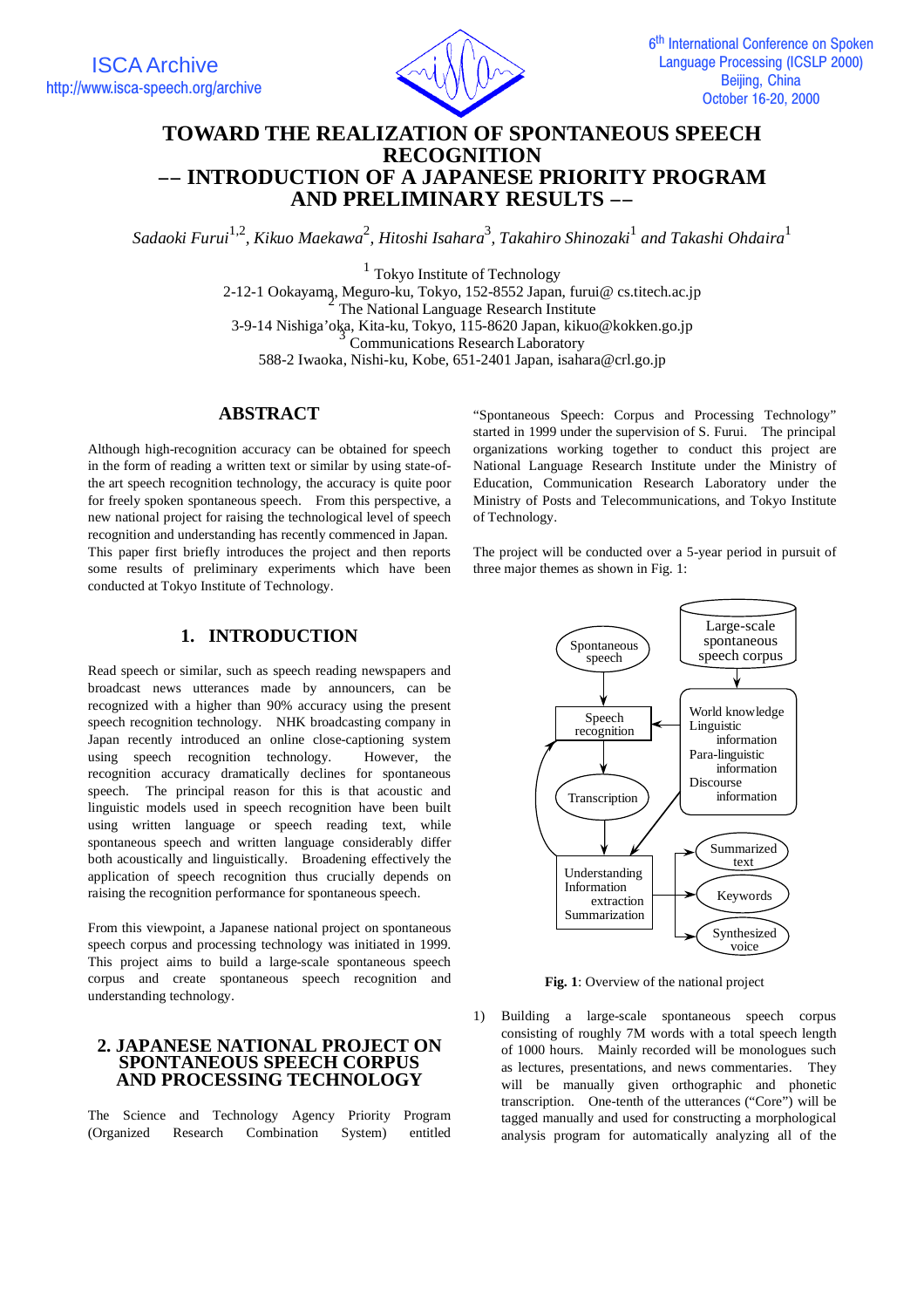# TOWARD THE REALIZATION OF SPONTANEOUS SPEECH RECOGNITION

## –– INTRODUCTION OF A JAPANESE PRIORITY PROGRAM AND PRELIMINARY RESULTS ––

*Sadaoki Furui*[1,2], *Kikuo Maekawa*[2], *Hitoshi Isahara*[3], *Takahiro Shinozaki*[1] *and Takashi Ohdaira*[1]

[1] Tokyo Institute of Technology
2-12-1 Ookayama, Meguro-ku, Tokyo, 152-8552 Japan, furui@ cs.titech.ac.jp
[2] The National Language Research Institute
3-9-14 Nishiga'oka, Kita-ku, Tokyo, 115-8620 Japan, kikuo@kokken.go.jp
[3] Communications Research Laboratory
588-2 Iwaoka, Nishi-ku, Kobe, 651-2401 Japan, isahara@crl.go.jp

## ABSTRACT

Although high-recognition accuracy can be obtained for speech in the form of reading a written text or similar by using state-of-the art speech recognition technology, the accuracy is quite poor for freely spoken spontaneous speech. From this perspective, a new national project for raising the technological level of speech recognition and understanding has recently commenced in Japan. This paper first briefly introduces the project and then reports some results of preliminary experiments which have been conducted at Tokyo Institute of Technology.

## 1. INTRODUCTION

Read speech or similar, such as speech reading newspapers and broadcast news utterances made by announcers, can be recognized with a higher than 90% accuracy using the present speech recognition technology. NHK broadcasting company in Japan recently introduced an online close-captioning system using speech recognition technology. However, the recognition accuracy dramatically declines for spontaneous speech. The principal reason for this is that acoustic and linguistic models used in speech recognition have been built using written language or speech reading text, while spontaneous speech and written language considerably differ both acoustically and linguistically. Broadening effectively the application of speech recognition thus crucially depends on raising the recognition performance for spontaneous speech.

From this viewpoint, a Japanese national project on spontaneous speech corpus and processing technology was initiated in 1999. This project aims to build a large-scale spontaneous speech corpus and create spontaneous speech recognition and understanding technology.

## 2. JAPANESE NATIONAL PROJECT ON SPONTANEOUS SPEECH CORPUS AND PROCESSING TECHNOLOGY

The Science and Technology Agency Priority Program (Organized Research Combination System) entitled "Spontaneous Speech: Corpus and Processing Technology" started in 1999 under the supervision of S. Furui. The principal organizations working together to conduct this project are National Language Research Institute under the Ministry of Education, Communication Research Laboratory under the Ministry of Posts and Telecommunications, and Tokyo Institute of Technology.

The project will be conducted over a 5-year period in pursuit of three major themes as shown in Fig. 1:

**Fig. 1**: Overview of the national project

1) Building a large-scale spontaneous speech corpus consisting of roughly 7M words with a total speech length of 1000 hours. Mainly recorded will be monologues such as lectures, presentations, and news commentaries. They will be manually given orthographic and phonetic transcription. One-tenth of the utterances ("Core") will be tagged manually and used for constructing a morphological analysis program for automatically analyzing all of the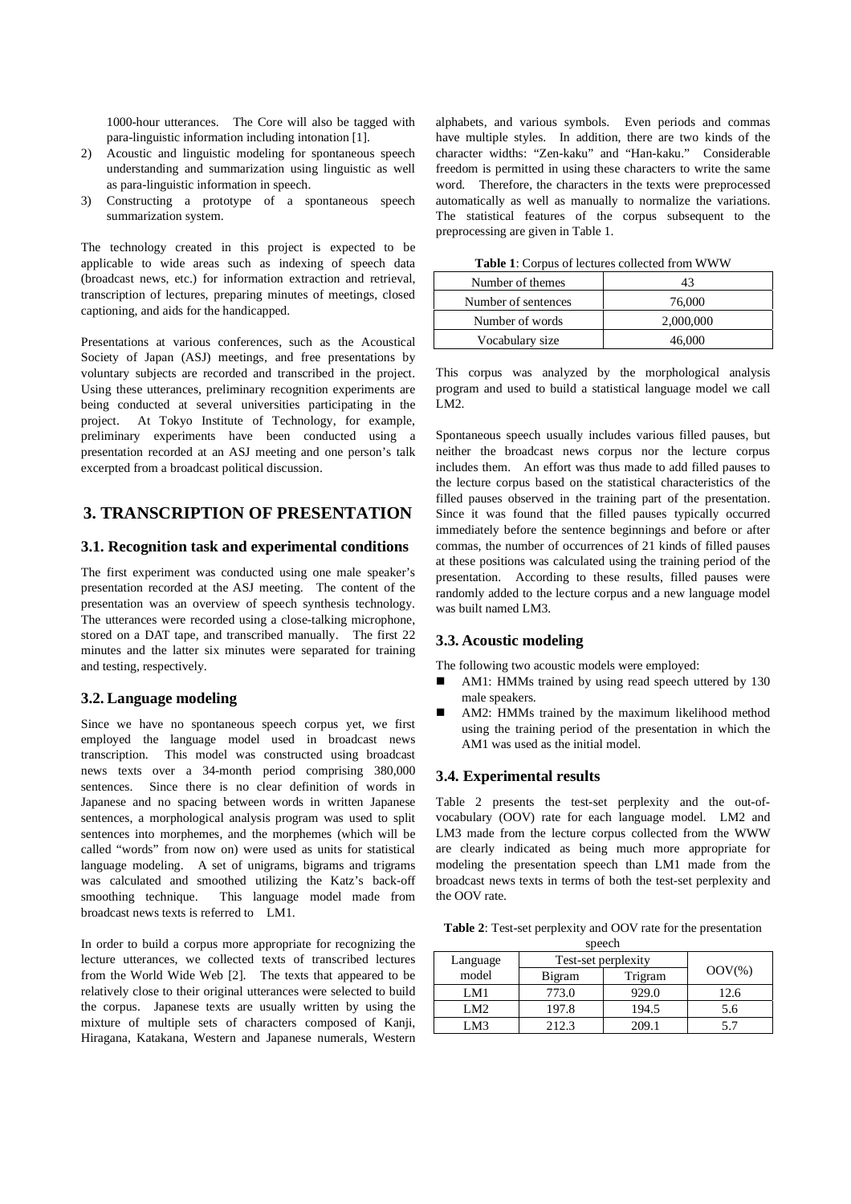1000-hour utterances. The Core will also be tagged with para-linguistic information including intonation [1].

2) Acoustic and linguistic modeling for spontaneous speech understanding and summarization using linguistic as well as para-linguistic information in speech.
3) Constructing a prototype of a spontaneous speech summarization system.

The technology created in this project is expected to be applicable to wide areas such as indexing of speech data (broadcast news, etc.) for information extraction and retrieval, transcription of lectures, preparing minutes of meetings, closed captioning, and aids for the handicapped.

Presentations at various conferences, such as the Acoustical Society of Japan (ASJ) meetings, and free presentations by voluntary subjects are recorded and transcribed in the project. Using these utterances, preliminary recognition experiments are being conducted at several universities participating in the project. At Tokyo Institute of Technology, for example, preliminary experiments have been conducted using a presentation recorded at an ASJ meeting and one person's talk excerpted from a broadcast political discussion.

## 3. TRANSCRIPTION OF PRESENTATION

### 3.1. Recognition task and experimental conditions

The first experiment was conducted using one male speaker's presentation recorded at the ASJ meeting. The content of the presentation was an overview of speech synthesis technology. The utterances were recorded using a close-talking microphone, stored on a DAT tape, and transcribed manually. The first 22 minutes and the latter six minutes were separated for training and testing, respectively.

### 3.2. Language modeling

Since we have no spontaneous speech corpus yet, we first employed the language model used in broadcast news transcription. This model was constructed using broadcast news texts over a 34-month period comprising 380,000 sentences. Since there is no clear definition of words in Japanese and no spacing between words in written Japanese sentences, a morphological analysis program was used to split sentences into morphemes, and the morphemes (which will be called "words" from now on) were used as units for statistical language modeling. A set of unigrams, bigrams and trigrams was calculated and smoothed utilizing the Katz's back-off smoothing technique. This language model made from broadcast news texts is referred to LM1.

In order to build a corpus more appropriate for recognizing the lecture utterances, we collected texts of transcribed lectures from the World Wide Web [2]. The texts that appeared to be relatively close to their original utterances were selected to build the corpus. Japanese texts are usually written by using the mixture of multiple sets of characters composed of Kanji, Hiragana, Katakana, Western and Japanese numerals, Western alphabets, and various symbols. Even periods and commas have multiple styles. In addition, there are two kinds of the character widths: "Zen-kaku" and "Han-kaku." Considerable freedom is permitted in using these characters to write the same word. Therefore, the characters in the texts were preprocessed automatically as well as manually to normalize the variations. The statistical features of the corpus subsequent to the preprocessing are given in Table 1.

**Table 1**: Corpus of lectures collected from WWW

| | |
|---|---|
| Number of themes | 43 |
| Number of sentences | 76,000 |
| Number of words | 2,000,000 |
| Vocabulary size | 46,000 |

This corpus was analyzed by the morphological analysis program and used to build a statistical language model we call LM2.

Spontaneous speech usually includes various filled pauses, but neither the broadcast news corpus nor the lecture corpus includes them. An effort was thus made to add filled pauses to the lecture corpus based on the statistical characteristics of the filled pauses observed in the training part of the presentation. Since it was found that the filled pauses typically occurred immediately before the sentence beginnings and before or after commas, the number of occurrences of 21 kinds of filled pauses at these positions was calculated using the training period of the presentation. According to these results, filled pauses were randomly added to the lecture corpus and a new language model was built named LM3.

### 3.3. Acoustic modeling

The following two acoustic models were employed:

- AM1: HMMs trained by using read speech uttered by 130 male speakers.
- AM2: HMMs trained by the maximum likelihood method using the training period of the presentation in which the AM1 was used as the initial model.

### 3.4. Experimental results

Table 2 presents the test-set perplexity and the out-of-vocabulary (OOV) rate for each language model. LM2 and LM3 made from the lecture corpus collected from the WWW are clearly indicated as being much more appropriate for modeling the presentation speech than LM1 made from the broadcast news texts in terms of both the test-set perplexity and the OOV rate.

**Table 2**: Test-set perplexity and OOV rate for the presentation speech

| Language model | Test-set perplexity | | OOV(%) |
|---|---|---|---|
| | Bigram | Trigram | |
| LM1 | 773.0 | 929.0 | 12.6 |
| LM2 | 197.8 | 194.5 | 5.6 |
| LM3 | 212.3 | 209.1 | 5.7 |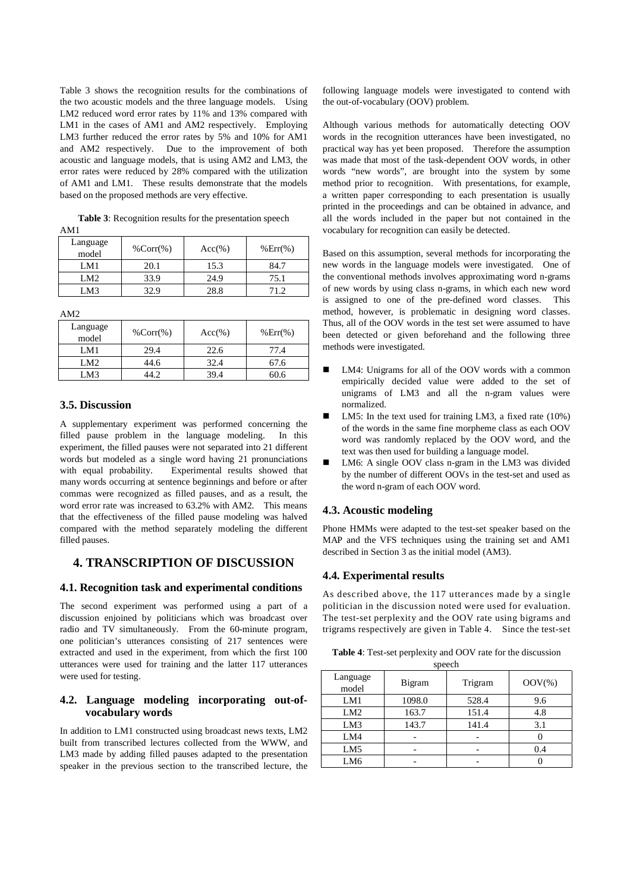Table 3 shows the recognition results for the combinations of the two acoustic models and the three language models. Using LM2 reduced word error rates by 11% and 13% compared with LM1 in the cases of AM1 and AM2 respectively. Employing LM3 further reduced the error rates by 5% and 10% for AM1 and AM2 respectively. Due to the improvement of both acoustic and language models, that is using AM2 and LM3, the error rates were reduced by 28% compared with the utilization of AM1 and LM1. These results demonstrate that the models based on the proposed methods are very effective.

**Table 3**: Recognition results for the presentation speech

AM1

| Language model | %Corr(%) | Acc(%) | %Err(%) |
|---|---|---|---|
| LM1 | 20.1 | 15.3 | 84.7 |
| LM2 | 33.9 | 24.9 | 75.1 |
| LM3 | 32.9 | 28.8 | 71.2 |

AM2

| Language model | %Corr(%) | Acc(%) | %Err(%) |
|---|---|---|---|
| LM1 | 29.4 | 22.6 | 77.4 |
| LM2 | 44.6 | 32.4 | 67.6 |
| LM3 | 44.2 | 39.4 | 60.6 |

### 3.5. Discussion

A supplementary experiment was performed concerning the filled pause problem in the language modeling. In this experiment, the filled pauses were not separated into 21 different words but modeled as a single word having 21 pronunciations with equal probability. Experimental results showed that many words occurring at sentence beginnings and before or after commas were recognized as filled pauses, and as a result, the word error rate was increased to 63.2% with AM2. This means that the effectiveness of the filled pause modeling was halved compared with the method separately modeling the different filled pauses.

## 4. TRANSCRIPTION OF DISCUSSION

### 4.1. Recognition task and experimental conditions

The second experiment was performed using a part of a discussion enjoined by politicians which was broadcast over radio and TV simultaneously. From the 60-minute program, one politician's utterances consisting of 217 sentences were extracted and used in the experiment, from which the first 100 utterances were used for training and the latter 117 utterances were used for testing.

### 4.2. Language modeling incorporating out-of-vocabulary words

In addition to LM1 constructed using broadcast news texts, LM2 built from transcribed lectures collected from the WWW, and LM3 made by adding filled pauses adapted to the presentation speaker in the previous section to the transcribed lecture, the following language models were investigated to contend with the out-of-vocabulary (OOV) problem.

Although various methods for automatically detecting OOV words in the recognition utterances have been investigated, no practical way has yet been proposed. Therefore the assumption was made that most of the task-dependent OOV words, in other words "new words", are brought into the system by some method prior to recognition. With presentations, for example, a written paper corresponding to each presentation is usually printed in the proceedings and can be obtained in advance, and all the words included in the paper but not contained in the vocabulary for recognition can easily be detected.

Based on this assumption, several methods for incorporating the new words in the language models were investigated. One of the conventional methods involves approximating word n-grams of new words by using class n-grams, in which each new word is assigned to one of the pre-defined word classes. This method, however, is problematic in designing word classes. Thus, all of the OOV words in the test set were assumed to have been detected or given beforehand and the following three methods were investigated.

- LM4: Unigrams for all of the OOV words with a common empirically decided value were added to the set of unigrams of LM3 and all the n-gram values were normalized.
- LM5: In the text used for training LM3, a fixed rate (10%) of the words in the same fine morpheme class as each OOV word was randomly replaced by the OOV word, and the text was then used for building a language model.
- LM6: A single OOV class n-gram in the LM3 was divided by the number of different OOVs in the test-set and used as the word n-gram of each OOV word.

### 4.3. Acoustic modeling

Phone HMMs were adapted to the test-set speaker based on the MAP and the VFS techniques using the training set and AM1 described in Section 3 as the initial model (AM3).

### 4.4. Experimental results

As described above, the 117 utterances made by a single politician in the discussion noted were used for evaluation. The test-set perplexity and the OOV rate using bigrams and trigrams respectively are given in Table 4. Since the test-set

**Table 4**: Test-set perplexity and OOV rate for the discussion speech

| Language model | Bigram | Trigram | OOV(%) |
|---|---|---|---|
| LM1 | 1098.0 | 528.4 | 9.6 |
| LM2 | 163.7 | 151.4 | 4.8 |
| LM3 | 143.7 | 141.4 | 3.1 |
| LM4 | - | - | 0 |
| LM5 | - | - | 0.4 |
| LM6 | - | - | 0 |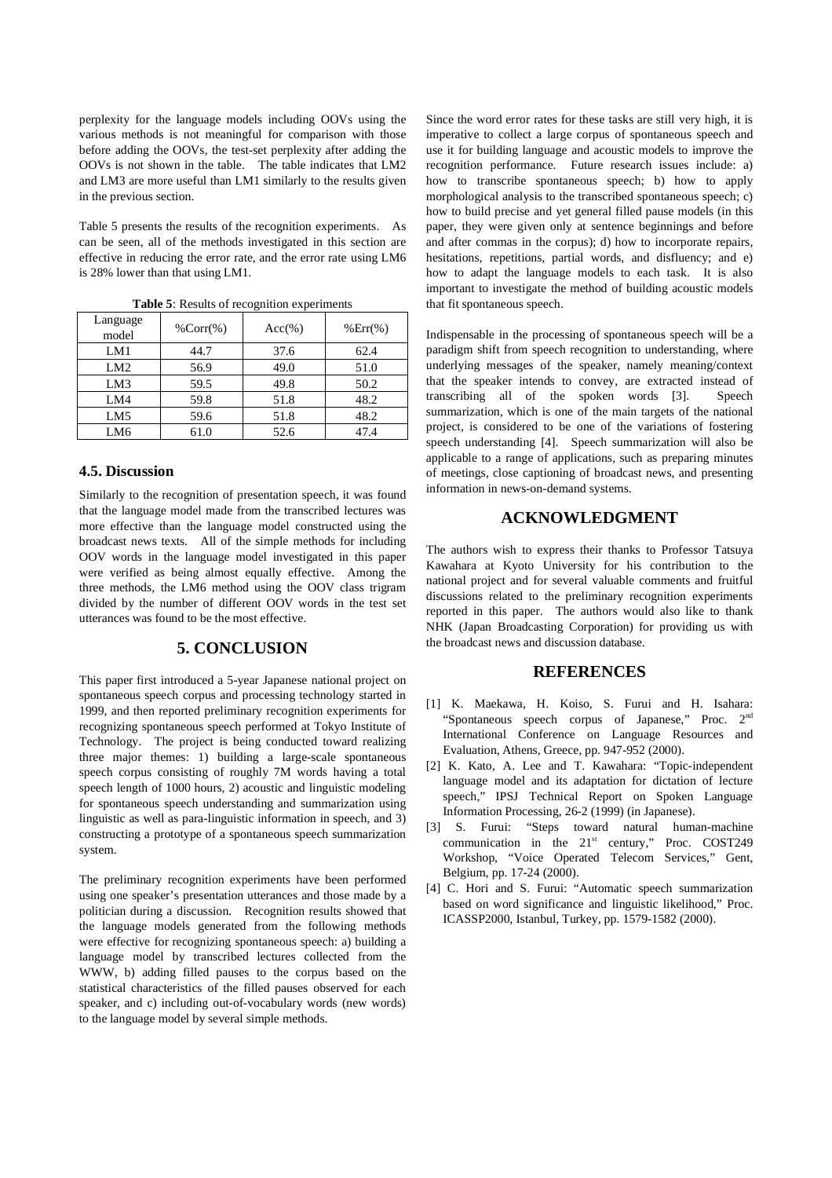perplexity for the language models including OOVs using the various methods is not meaningful for comparison with those before adding the OOVs, the test-set perplexity after adding the OOVs is not shown in the table. The table indicates that LM2 and LM3 are more useful than LM1 similarly to the results given in the previous section.

Table 5 presents the results of the recognition experiments. As can be seen, all of the methods investigated in this section are effective in reducing the error rate, and the error rate using LM6 is 28% lower than that using LM1.

**Table 5**: Results of recognition experiments

| Language model | %Corr(%) | Acc(%) | %Err(%) |
|---|---|---|---|
| LM1 | 44.7 | 37.6 | 62.4 |
| LM2 | 56.9 | 49.0 | 51.0 |
| LM3 | 59.5 | 49.8 | 50.2 |
| LM4 | 59.8 | 51.8 | 48.2 |
| LM5 | 59.6 | 51.8 | 48.2 |
| LM6 | 61.0 | 52.6 | 47.4 |

### 4.5. Discussion

Similarly to the recognition of presentation speech, it was found that the language model made from the transcribed lectures was more effective than the language model constructed using the broadcast news texts. All of the simple methods for including OOV words in the language model investigated in this paper were verified as being almost equally effective. Among the three methods, the LM6 method using the OOV class trigram divided by the number of different OOV words in the test set utterances was found to be the most effective.

## 5. CONCLUSION

This paper first introduced a 5-year Japanese national project on spontaneous speech corpus and processing technology started in 1999, and then reported preliminary recognition experiments for recognizing spontaneous speech performed at Tokyo Institute of Technology. The project is being conducted toward realizing three major themes: 1) building a large-scale spontaneous speech corpus consisting of roughly 7M words having a total speech length of 1000 hours, 2) acoustic and linguistic modeling for spontaneous speech understanding and summarization using linguistic as well as para-linguistic information in speech, and 3) constructing a prototype of a spontaneous speech summarization system.

The preliminary recognition experiments have been performed using one speaker's presentation utterances and those made by a politician during a discussion. Recognition results showed that the language models generated from the following methods were effective for recognizing spontaneous speech: a) building a language model by transcribed lectures collected from the WWW, b) adding filled pauses to the corpus based on the statistical characteristics of the filled pauses observed for each speaker, and c) including out-of-vocabulary words (new words) to the language model by several simple methods.

Since the word error rates for these tasks are still very high, it is imperative to collect a large corpus of spontaneous speech and use it for building language and acoustic models to improve the recognition performance. Future research issues include: a) how to transcribe spontaneous speech; b) how to apply morphological analysis to the transcribed spontaneous speech; c) how to build precise and yet general filled pause models (in this paper, they were given only at sentence beginnings and before and after commas in the corpus); d) how to incorporate repairs, hesitations, repetitions, partial words, and disfluency; and e) how to adapt the language models to each task. It is also important to investigate the method of building acoustic models that fit spontaneous speech.

Indispensable in the processing of spontaneous speech will be a paradigm shift from speech recognition to understanding, where underlying messages of the speaker, namely meaning/context that the speaker intends to convey, are extracted instead of transcribing all of the spoken words [3]. Speech summarization, which is one of the main targets of the national project, is considered to be one of the variations of fostering speech understanding [4]. Speech summarization will also be applicable to a range of applications, such as preparing minutes of meetings, close captioning of broadcast news, and presenting information in news-on-demand systems.

## ACKNOWLEDGMENT

The authors wish to express their thanks to Professor Tatsuya Kawahara at Kyoto University for his contribution to the national project and for several valuable comments and fruitful discussions related to the preliminary recognition experiments reported in this paper. The authors would also like to thank NHK (Japan Broadcasting Corporation) for providing us with the broadcast news and discussion database.

## REFERENCES

[1] K. Maekawa, H. Koiso, S. Furui and H. Isahara: "Spontaneous speech corpus of Japanese," Proc. 2nd International Conference on Language Resources and Evaluation, Athens, Greece, pp. 947-952 (2000).

[2] K. Kato, A. Lee and T. Kawahara: "Topic-independent language model and its adaptation for dictation of lecture speech," IPSJ Technical Report on Spoken Language Information Processing, 26-2 (1999) (in Japanese).

[3] S. Furui: "Steps toward natural human-machine communication in the 21st century," Proc. COST249 Workshop, "Voice Operated Telecom Services," Gent, Belgium, pp. 17-24 (2000).

[4] C. Hori and S. Furui: "Automatic speech summarization based on word significance and linguistic likelihood," Proc. ICASSP2000, Istanbul, Turkey, pp. 1579-1582 (2000).